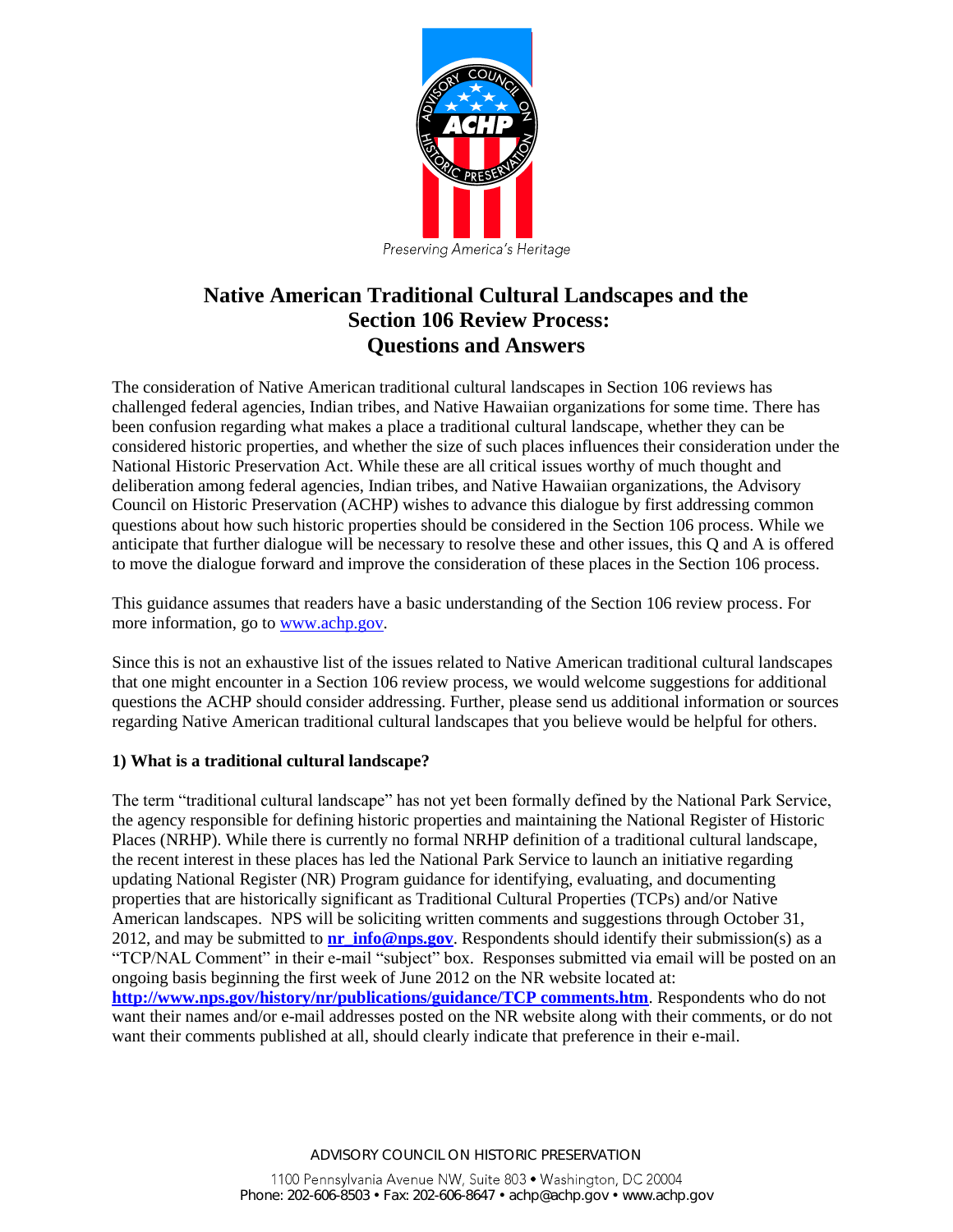Preserving America's Heritage

# Native American Traditional Cultural Landscapes and the Section 106 Review Process: Questions and Answers

The consideration of Native American traditional cultural landscapes in Section 106 reviews has challenged federal agencies, Indian tribes, and Native Hawaiian organizations for some time. There has been confusion regarding what makes a place a traditional cultural landscape, whether they can be considered historic properties, and whether the size of such places influences their consideration under the National Historic Preservation Act. While these are all critical issues worthy of much thought and deliberation among federal agencies, Indian tribes, and Native Hawaiian organizations, the Advisory Council on Historic Preservation (ACHP) wishes to advance this dialogue by first addressing common questions about how such historic properties should be considered in the Section 106 process. While we anticipate that further dialogue will be necessary to resolve these and other issues, this Q and A is offered to move the dialogue forward and improve the consideration of these places in the Section 106 process.

This guidance assumes that readers have a basic understanding of the Section 106 review process. For more information, go to www.achp.gov.

Since this is not an exhaustive list of the issues related to Native American traditional cultural landscapes that one might encounter in a Section 106 review process, we would welcome suggestions for additional questions the ACHP should consider addressing. Further, please send us additional information or sources regarding Native American traditional cultural landscapes that you believe would be helpful for others.

**1) What is a traditional cultural landscape?**

The term "traditional cultural landscape" has not yet been formally defined by the National Park Service, the agency responsible for defining historic properties and maintaining the National Register of Historic Places (NRHP). While there is currently no formal NRHP definition of a traditional cultural landscape, the recent interest in these places has led the National Park Service to launch an initiative regarding updating National Register (NR) Program guidance for identifying, evaluating, and documenting properties that are historically significant as Traditional Cultural Properties (TCPs) and/or Native American landscapes. NPS will be soliciting written comments and suggestions through October 31, 2012, and may be submitted to **nr_info@nps.gov**. Respondents should identify their submission(s) as a "TCP/NAL Comment" in their e-mail "subject" box. Responses submitted via email will be posted on an ongoing basis beginning the first week of June 2012 on the NR website located at: **http://www.nps.gov/history/nr/publications/guidance/TCP comments.htm**. Respondents who do not want their names and/or e-mail addresses posted on the NR website along with their comments, or do not want their comments published at all, should clearly indicate that preference in their e-mail.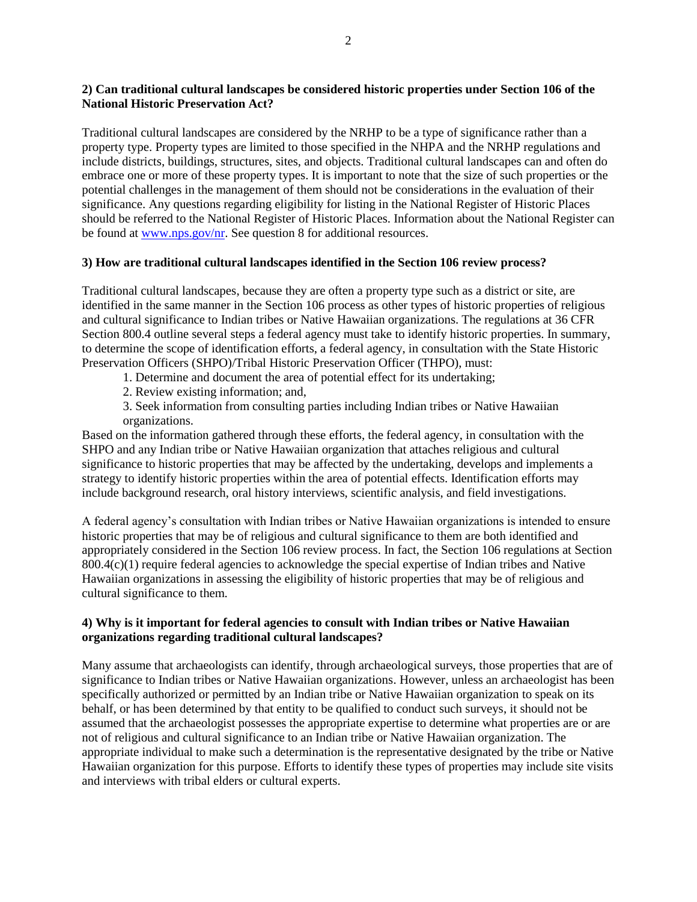**2) Can traditional cultural landscapes be considered historic properties under Section 106 of the National Historic Preservation Act?**

Traditional cultural landscapes are considered by the NRHP to be a type of significance rather than a property type. Property types are limited to those specified in the NHPA and the NRHP regulations and include districts, buildings, structures, sites, and objects. Traditional cultural landscapes can and often do embrace one or more of these property types. It is important to note that the size of such properties or the potential challenges in the management of them should not be considerations in the evaluation of their significance. Any questions regarding eligibility for listing in the National Register of Historic Places should be referred to the National Register of Historic Places. Information about the National Register can be found at [www.nps.gov/nr](http://www.nps.gov/nr). See question 8 for additional resources.

**3) How are traditional cultural landscapes identified in the Section 106 review process?**

Traditional cultural landscapes, because they are often a property type such as a district or site, are identified in the same manner in the Section 106 process as other types of historic properties of religious and cultural significance to Indian tribes or Native Hawaiian organizations. The regulations at 36 CFR Section 800.4 outline several steps a federal agency must take to identify historic properties. In summary, to determine the scope of identification efforts, a federal agency, in consultation with the State Historic Preservation Officers (SHPO)/Tribal Historic Preservation Officer (THPO), must:

1. Determine and document the area of potential effect for its undertaking;
2. Review existing information; and,
3. Seek information from consulting parties including Indian tribes or Native Hawaiian organizations.

Based on the information gathered through these efforts, the federal agency, in consultation with the SHPO and any Indian tribe or Native Hawaiian organization that attaches religious and cultural significance to historic properties that may be affected by the undertaking, develops and implements a strategy to identify historic properties within the area of potential effects. Identification efforts may include background research, oral history interviews, scientific analysis, and field investigations.

A federal agency's consultation with Indian tribes or Native Hawaiian organizations is intended to ensure historic properties that may be of religious and cultural significance to them are both identified and appropriately considered in the Section 106 review process. In fact, the Section 106 regulations at Section 800.4(c)(1) require federal agencies to acknowledge the special expertise of Indian tribes and Native Hawaiian organizations in assessing the eligibility of historic properties that may be of religious and cultural significance to them.

**4) Why is it important for federal agencies to consult with Indian tribes or Native Hawaiian organizations regarding traditional cultural landscapes?**

Many assume that archaeologists can identify, through archaeological surveys, those properties that are of significance to Indian tribes or Native Hawaiian organizations. However, unless an archaeologist has been specifically authorized or permitted by an Indian tribe or Native Hawaiian organization to speak on its behalf, or has been determined by that entity to be qualified to conduct such surveys, it should not be assumed that the archaeologist possesses the appropriate expertise to determine what properties are or are not of religious and cultural significance to an Indian tribe or Native Hawaiian organization. The appropriate individual to make such a determination is the representative designated by the tribe or Native Hawaiian organization for this purpose. Efforts to identify these types of properties may include site visits and interviews with tribal elders or cultural experts.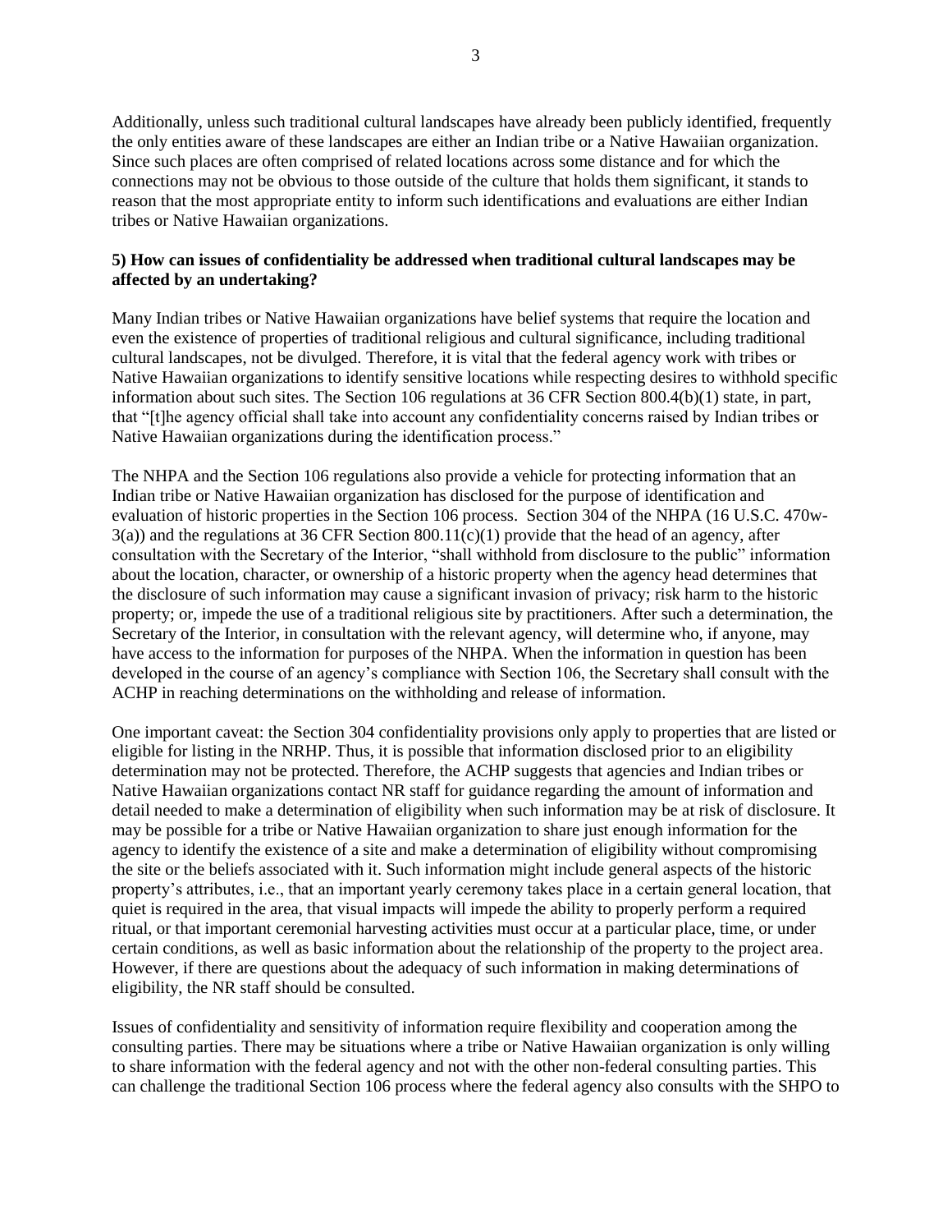Additionally, unless such traditional cultural landscapes have already been publicly identified, frequently the only entities aware of these landscapes are either an Indian tribe or a Native Hawaiian organization. Since such places are often comprised of related locations across some distance and for which the connections may not be obvious to those outside of the culture that holds them significant, it stands to reason that the most appropriate entity to inform such identifications and evaluations are either Indian tribes or Native Hawaiian organizations.

**5) How can issues of confidentiality be addressed when traditional cultural landscapes may be affected by an undertaking?**

Many Indian tribes or Native Hawaiian organizations have belief systems that require the location and even the existence of properties of traditional religious and cultural significance, including traditional cultural landscapes, not be divulged. Therefore, it is vital that the federal agency work with tribes or Native Hawaiian organizations to identify sensitive locations while respecting desires to withhold specific information about such sites. The Section 106 regulations at 36 CFR Section 800.4(b)(1) state, in part, that "[t]he agency official shall take into account any confidentiality concerns raised by Indian tribes or Native Hawaiian organizations during the identification process."

The NHPA and the Section 106 regulations also provide a vehicle for protecting information that an Indian tribe or Native Hawaiian organization has disclosed for the purpose of identification and evaluation of historic properties in the Section 106 process. Section 304 of the NHPA (16 U.S.C. 470w-3(a)) and the regulations at 36 CFR Section 800.11(c)(1) provide that the head of an agency, after consultation with the Secretary of the Interior, "shall withhold from disclosure to the public" information about the location, character, or ownership of a historic property when the agency head determines that the disclosure of such information may cause a significant invasion of privacy; risk harm to the historic property; or, impede the use of a traditional religious site by practitioners. After such a determination, the Secretary of the Interior, in consultation with the relevant agency, will determine who, if anyone, may have access to the information for purposes of the NHPA. When the information in question has been developed in the course of an agency's compliance with Section 106, the Secretary shall consult with the ACHP in reaching determinations on the withholding and release of information.

One important caveat: the Section 304 confidentiality provisions only apply to properties that are listed or eligible for listing in the NRHP. Thus, it is possible that information disclosed prior to an eligibility determination may not be protected. Therefore, the ACHP suggests that agencies and Indian tribes or Native Hawaiian organizations contact NR staff for guidance regarding the amount of information and detail needed to make a determination of eligibility when such information may be at risk of disclosure. It may be possible for a tribe or Native Hawaiian organization to share just enough information for the agency to identify the existence of a site and make a determination of eligibility without compromising the site or the beliefs associated with it. Such information might include general aspects of the historic property's attributes, i.e., that an important yearly ceremony takes place in a certain general location, that quiet is required in the area, that visual impacts will impede the ability to properly perform a required ritual, or that important ceremonial harvesting activities must occur at a particular place, time, or under certain conditions, as well as basic information about the relationship of the property to the project area. However, if there are questions about the adequacy of such information in making determinations of eligibility, the NR staff should be consulted.

Issues of confidentiality and sensitivity of information require flexibility and cooperation among the consulting parties. There may be situations where a tribe or Native Hawaiian organization is only willing to share information with the federal agency and not with the other non-federal consulting parties. This can challenge the traditional Section 106 process where the federal agency also consults with the SHPO to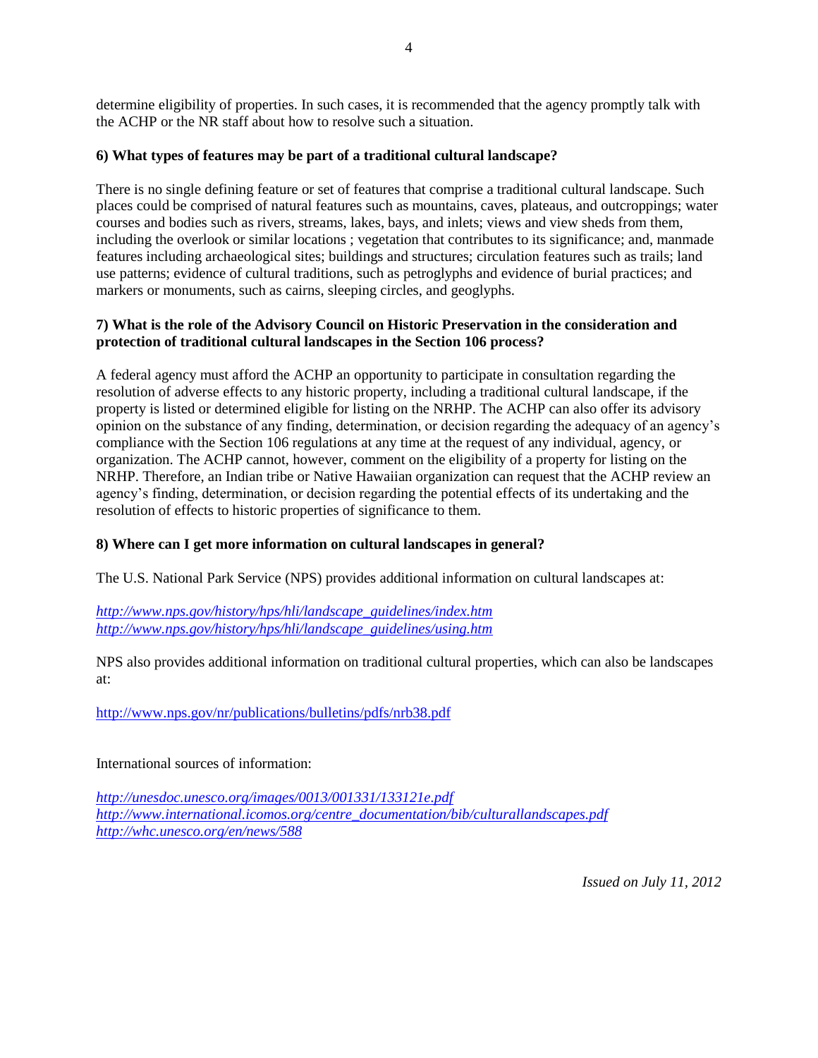determine eligibility of properties. In such cases, it is recommended that the agency promptly talk with the ACHP or the NR staff about how to resolve such a situation.

**6) What types of features may be part of a traditional cultural landscape?**

There is no single defining feature or set of features that comprise a traditional cultural landscape. Such places could be comprised of natural features such as mountains, caves, plateaus, and outcroppings; water courses and bodies such as rivers, streams, lakes, bays, and inlets; views and view sheds from them, including the overlook or similar locations ; vegetation that contributes to its significance; and, manmade features including archaeological sites; buildings and structures; circulation features such as trails; land use patterns; evidence of cultural traditions, such as petroglyphs and evidence of burial practices; and markers or monuments, such as cairns, sleeping circles, and geoglyphs.

**7) What is the role of the Advisory Council on Historic Preservation in the consideration and protection of traditional cultural landscapes in the Section 106 process?**

A federal agency must afford the ACHP an opportunity to participate in consultation regarding the resolution of adverse effects to any historic property, including a traditional cultural landscape, if the property is listed or determined eligible for listing on the NRHP. The ACHP can also offer its advisory opinion on the substance of any finding, determination, or decision regarding the adequacy of an agency's compliance with the Section 106 regulations at any time at the request of any individual, agency, or organization. The ACHP cannot, however, comment on the eligibility of a property for listing on the NRHP. Therefore, an Indian tribe or Native Hawaiian organization can request that the ACHP review an agency's finding, determination, or decision regarding the potential effects of its undertaking and the resolution of effects to historic properties of significance to them.

**8) Where can I get more information on cultural landscapes in general?**

The U.S. National Park Service (NPS) provides additional information on cultural landscapes at:

*http://www.nps.gov/history/hps/hli/landscape_guidelines/index.htm*
*http://www.nps.gov/history/hps/hli/landscape_guidelines/using.htm*

NPS also provides additional information on traditional cultural properties, which can also be landscapes at:

http://www.nps.gov/nr/publications/bulletins/pdfs/nrb38.pdf

International sources of information:

*http://unesdoc.unesco.org/images/0013/001331/133121e.pdf*
*http://www.international.icomos.org/centre_documentation/bib/culturallandscapes.pdf*
*http://whc.unesco.org/en/news/588*

*Issued on July 11, 2012*